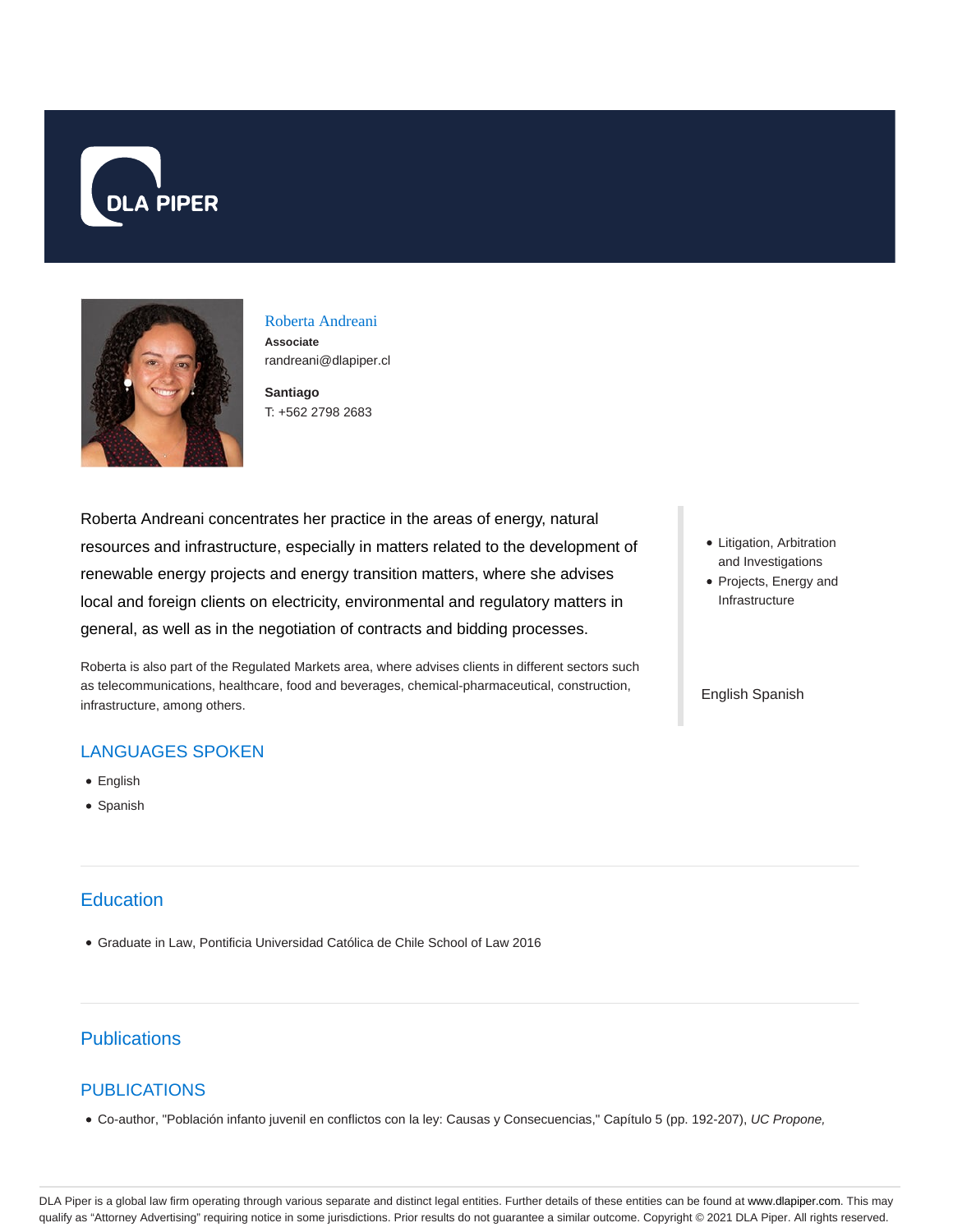# Roberta Andreani

**Associate**
randreani@dlapiper.cl

**Santiago**
T: +562 2798 2683

Roberta Andreani concentrates her practice in the areas of energy, natural resources and infrastructure, especially in matters related to the development of renewable energy projects and energy transition matters, where she advises local and foreign clients on electricity, environmental and regulatory matters in general, as well as in the negotiation of contracts and bidding processes.

Roberta is also part of the Regulated Markets area, where advises clients in different sectors such as telecommunications, healthcare, food and beverages, chemical-pharmaceutical, construction, infrastructure, among others.

- Litigation, Arbitration and Investigations
- Projects, Energy and Infrastructure

English Spanish

## LANGUAGES SPOKEN

- English
- Spanish

## Education

- Graduate in Law, Pontificia Universidad Católica de Chile School of Law 2016

## Publications

### PUBLICATIONS

- Co-author, "Población infanto juvenil en conflictos con la ley: Causas y Consecuencias," Capítulo 5 (pp. 192-207), *UC Propone,*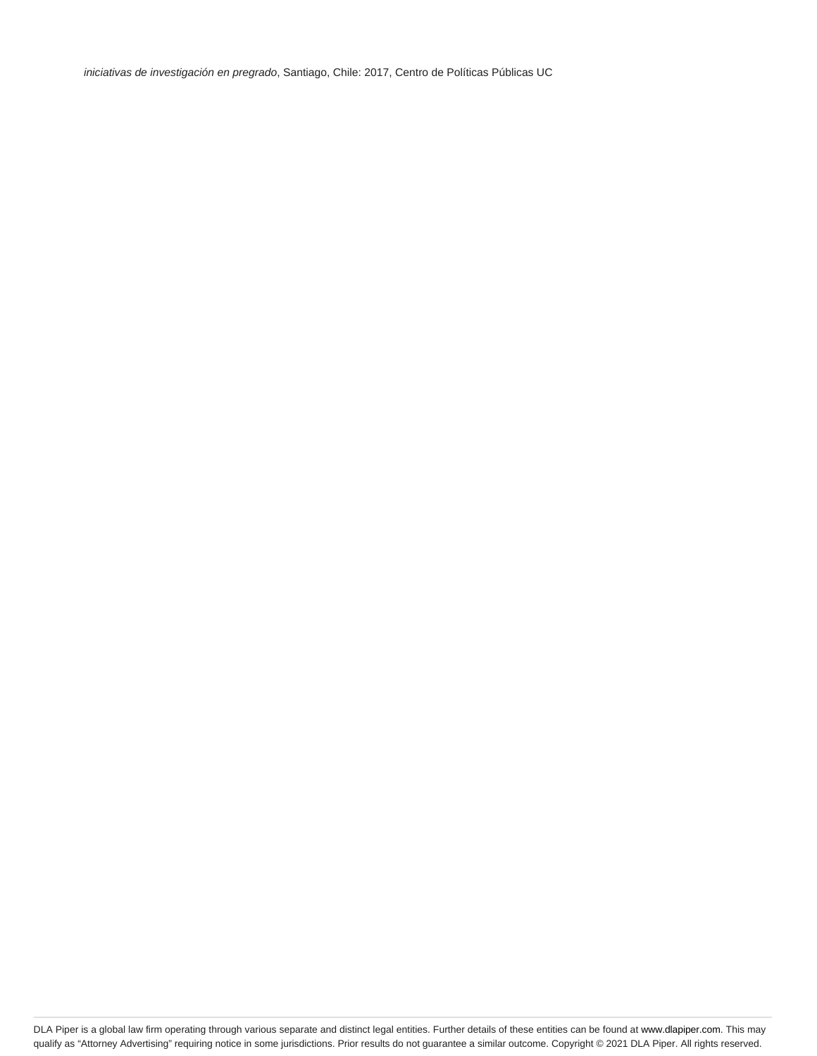*iniciativas de investigación en pregrado*, Santiago, Chile: 2017, Centro de Políticas Públicas UC